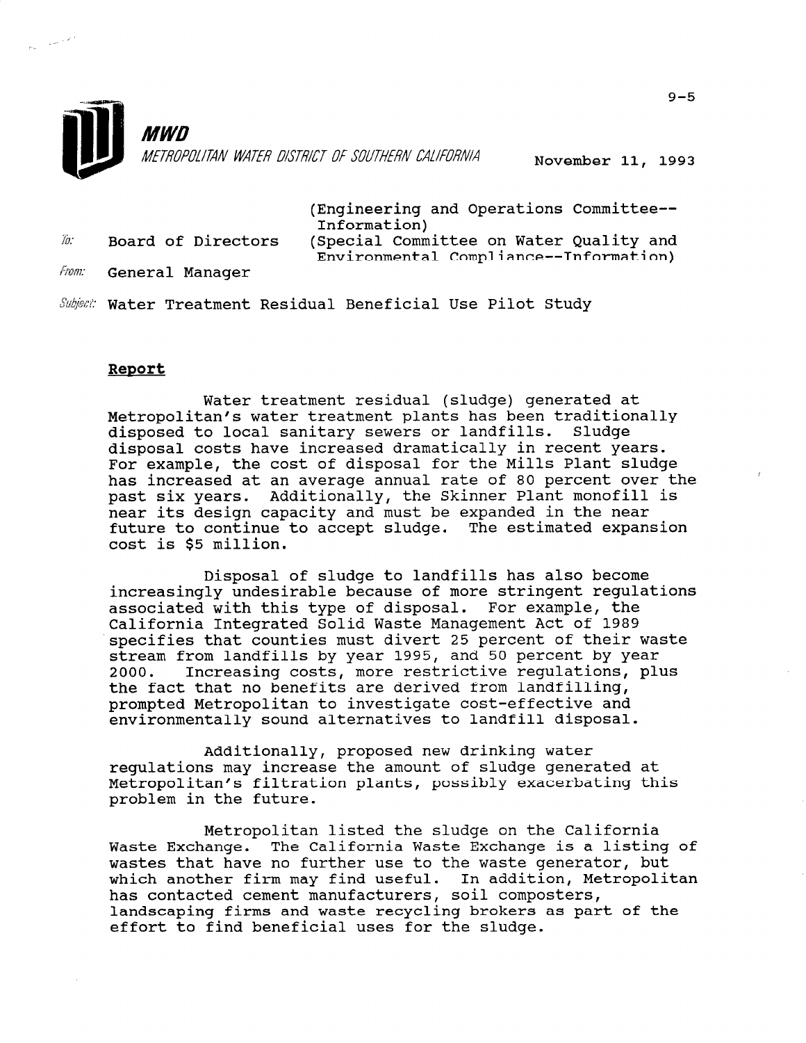# MWD

*METROPOLITAN WATER DISTRICT OF SOUTHERN CALIFORNIA*

November 11, 1993

To: Board of Directors (Engineering and Operations Committee--Information)
(Special Committee on Water Quality and Environmental Compliance--Information)

From: General Manager

Subject: Water Treatment Residual Beneficial Use Pilot Study

## Report

Water treatment residual (sludge) generated at Metropolitan's water treatment plants has been traditionally disposed to local sanitary sewers or landfills. Sludge disposal costs have increased dramatically in recent years. For example, the cost of disposal for the Mills Plant sludge has increased at an average annual rate of 80 percent over the past six years. Additionally, the Skinner Plant monofill is near its design capacity and must be expanded in the near future to continue to accept sludge. The estimated expansion cost is $5 million.

Disposal of sludge to landfills has also become increasingly undesirable because of more stringent regulations associated with this type of disposal. For example, the California Integrated Solid Waste Management Act of 1989 specifies that counties must divert 25 percent of their waste stream from landfills by year 1995, and 50 percent by year 2000. Increasing costs, more restrictive regulations, plus the fact that no benefits are derived from landfilling, prompted Metropolitan to investigate cost-effective and environmentally sound alternatives to landfill disposal.

Additionally, proposed new drinking water regulations may increase the amount of sludge generated at Metropolitan's filtration plants, possibly exacerbating this problem in the future.

Metropolitan listed the sludge on the California Waste Exchange. The California Waste Exchange is a listing of wastes that have no further use to the waste generator, but which another firm may find useful. In addition, Metropolitan has contacted cement manufacturers, soil composters, landscaping firms and waste recycling brokers as part of the effort to find beneficial uses for the sludge.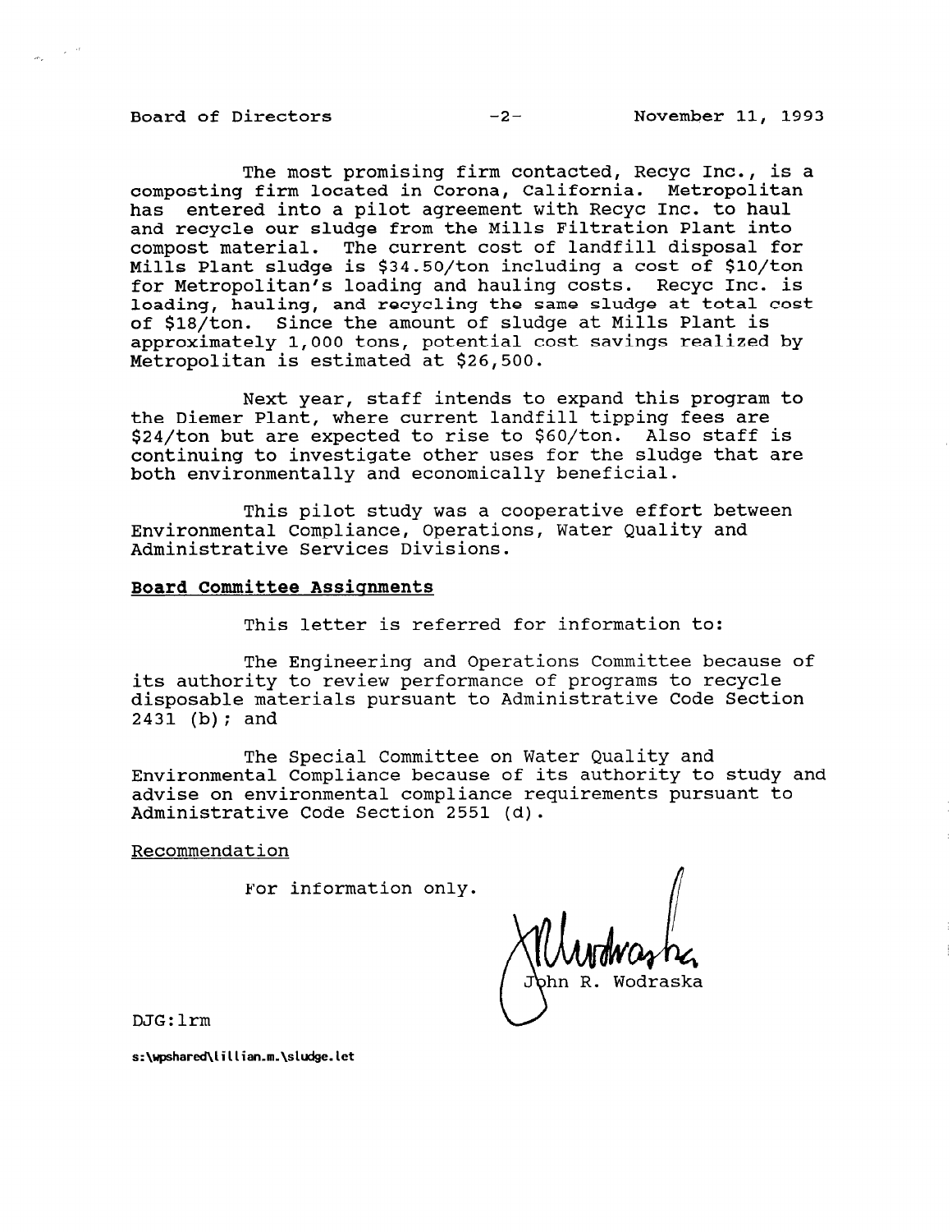The most promising firm contacted, Recyc Inc., is a composting firm located in Corona, California. Metropolitan has entered into a pilot agreement with Recyc Inc. to haul and recycle our sludge from the Mills Filtration Plant into compost material. The current cost of landfill disposal for Mills Plant sludge is $34.50/ton including a cost of $10/ton for Metropolitan's loading and hauling costs. Recyc Inc. is loading, hauling, and recycling the same sludge at total cost of $18/ton. Since the amount of sludge at Mills Plant is approximately 1,000 tons, potential cost savings realized by Metropolitan is estimated at $26,500.

Next year, staff intends to expand this program to the Diemer Plant, where current landfill tipping fees are $24/ton but are expected to rise to $60/ton. Also staff is continuing to investigate other uses for the sludge that are both environmentally and economically beneficial.

This pilot study was a cooperative effort between Environmental Compliance, Operations, Water Quality and Administrative Services Divisions.

**Board Committee Assignments**

This letter is referred for information to:

The Engineering and Operations Committee because of its authority to review performance of programs to recycle disposable materials pursuant to Administrative Code Section 2431 (b); and

The Special Committee on Water Quality and Environmental Compliance because of its authority to study and advise on environmental compliance requirements pursuant to Administrative Code Section 2551 (d).

Recommendation

For information only.

John R. Wodraska

DJG:lrm

s:\wpshared\lillian.m.\sludge.let